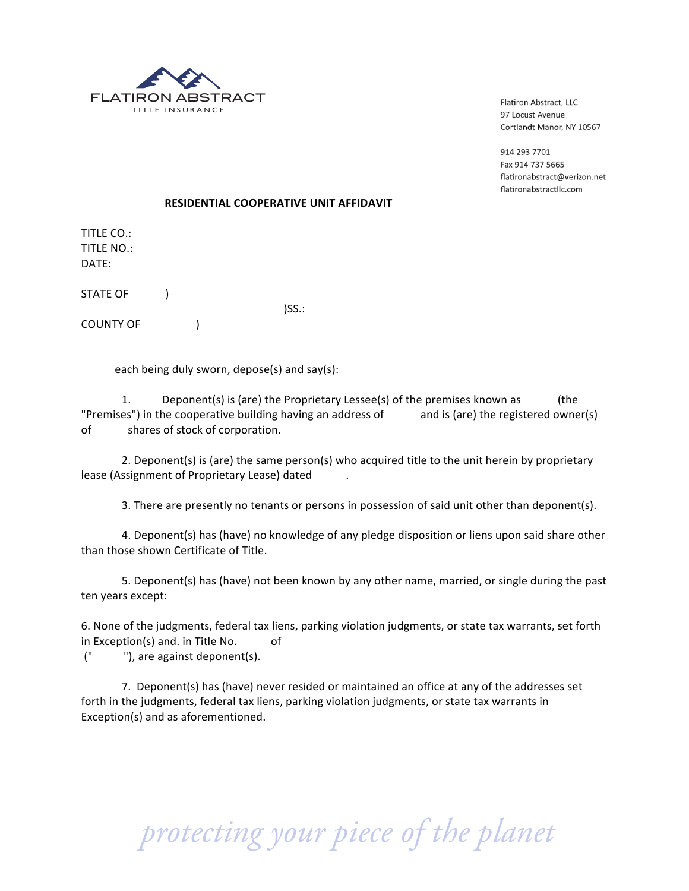FLATIRON ABSTRACT
TITLE INSURANCE

Flatiron Abstract, LLC
97 Locust Avenue
Cortlandt Manor, NY 10567

914 293 7701
Fax 914 737 5665
flatironabstract@verizon.net
flatironabstractllc.com

**RESIDENTIAL COOPERATIVE UNIT AFFIDAVIT**

TITLE CO.:
TITLE NO.:
DATE:

STATE OF )
)SS.:
COUNTY OF )

each being duly sworn, depose(s) and say(s):

1. Deponent(s) is (are) the Proprietary Lessee(s) of the premises known as (the "Premises") in the cooperative building having an address of and is (are) the registered owner(s) of shares of stock of corporation.

2. Deponent(s) is (are) the same person(s) who acquired title to the unit herein by proprietary lease (Assignment of Proprietary Lease) dated .

3. There are presently no tenants or persons in possession of said unit other than deponent(s).

4. Deponent(s) has (have) no knowledge of any pledge disposition or liens upon said share other than those shown Certificate of Title.

5. Deponent(s) has (have) not been known by any other name, married, or single during the past ten years except:

6. None of the judgments, federal tax liens, parking violation judgments, or state tax warrants, set forth in Exception(s) and. in Title No. of (" "), are against deponent(s).

7. Deponent(s) has (have) never resided or maintained an office at any of the addresses set forth in the judgments, federal tax liens, parking violation judgments, or state tax warrants in Exception(s) and as aforementioned.

*protecting your piece of the planet*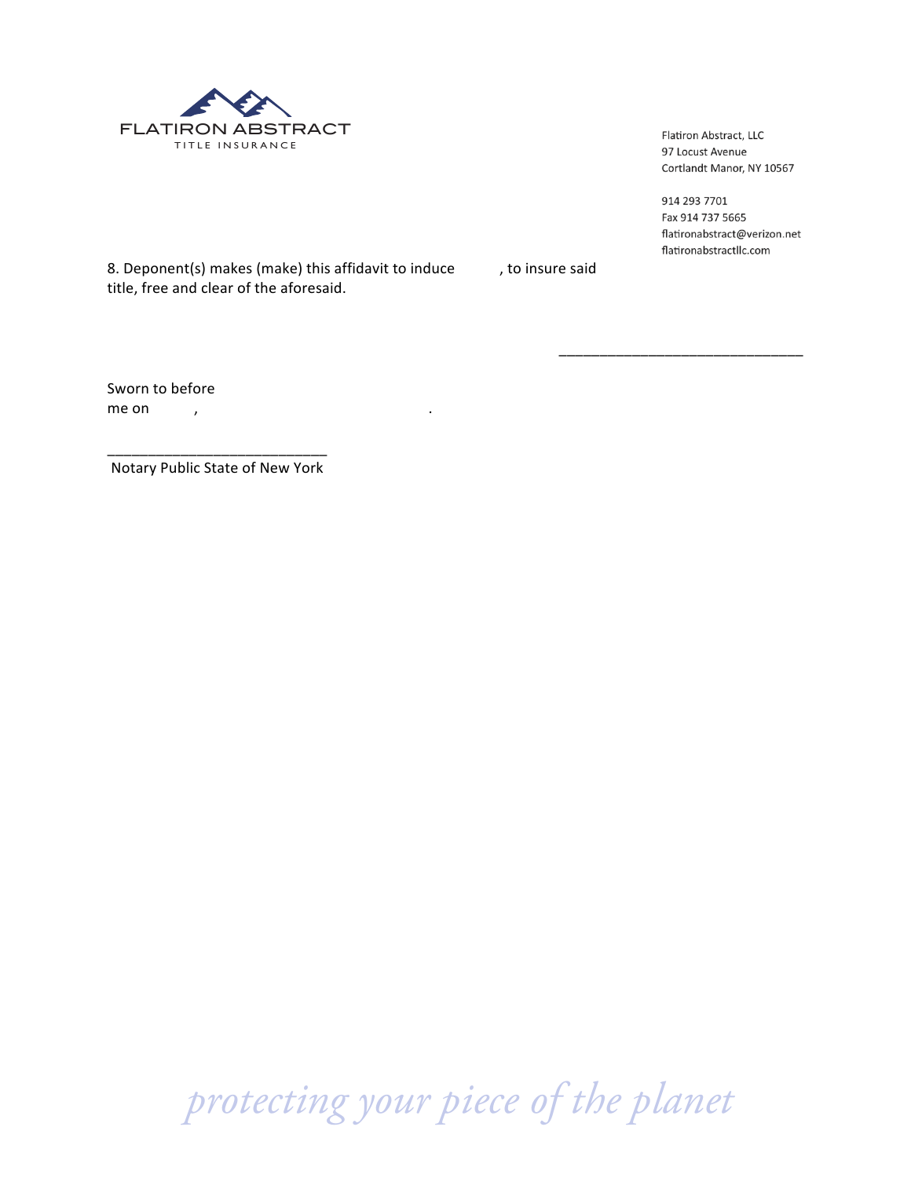FLATIRON ABSTRACT
TITLE INSURANCE

Flatiron Abstract, LLC
97 Locust Avenue
Cortlandt Manor, NY 10567

914 293 7701
Fax 914 737 5665
flatironabstract@verizon.net
flatironabstractllc.com

8. Deponent(s) makes (make) this affidavit to induce , to insure said title, free and clear of the aforesaid.

\_\_\_\_\_\_\_\_\_\_\_\_\_\_\_\_\_\_\_\_\_\_\_\_\_\_\_\_\_\_\_\_

Sworn to before
me on , .

\_\_\_\_\_\_\_\_\_\_\_\_\_\_\_\_\_\_\_\_\_\_\_\_\_\_\_\_
Notary Public State of New York

*protecting your piece of the planet*